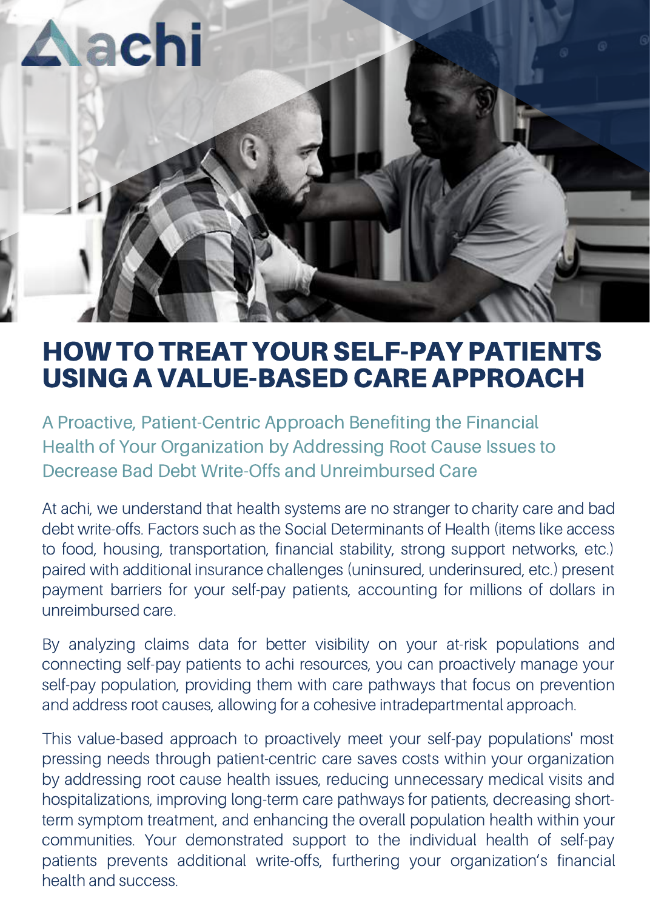achi

# HOW TO TREAT YOUR SELF-PAY PATIENTS USING A VALUE-BASED CARE APPROACH

## A Proactive, Patient-Centric Approach Benefiting the Financial Health of Your Organization by Addressing Root Cause Issues to Decrease Bad Debt Write-Offs and Unreimbursed Care

At achi, we understand that health systems are no stranger to charity care and bad debt write-offs. Factors such as the Social Determinants of Health (items like access to food, housing, transportation, financial stability, strong support networks, etc.) paired with additional insurance challenges (uninsured, underinsured, etc.) present payment barriers for your self-pay patients, accounting for millions of dollars in unreimbursed care.

By analyzing claims data for better visibility on your at-risk populations and connecting self-pay patients to achi resources, you can proactively manage your self-pay population, providing them with care pathways that focus on prevention and address root causes, allowing for a cohesive intradepartmental approach.

This value-based approach to proactively meet your self-pay populations' most pressing needs through patient-centric care saves costs within your organization by addressing root cause health issues, reducing unnecessary medical visits and hospitalizations, improving long-term care pathways for patients, decreasing short-term symptom treatment, and enhancing the overall population health within your communities. Your demonstrated support to the individual health of self-pay patients prevents additional write-offs, furthering your organization's financial health and success.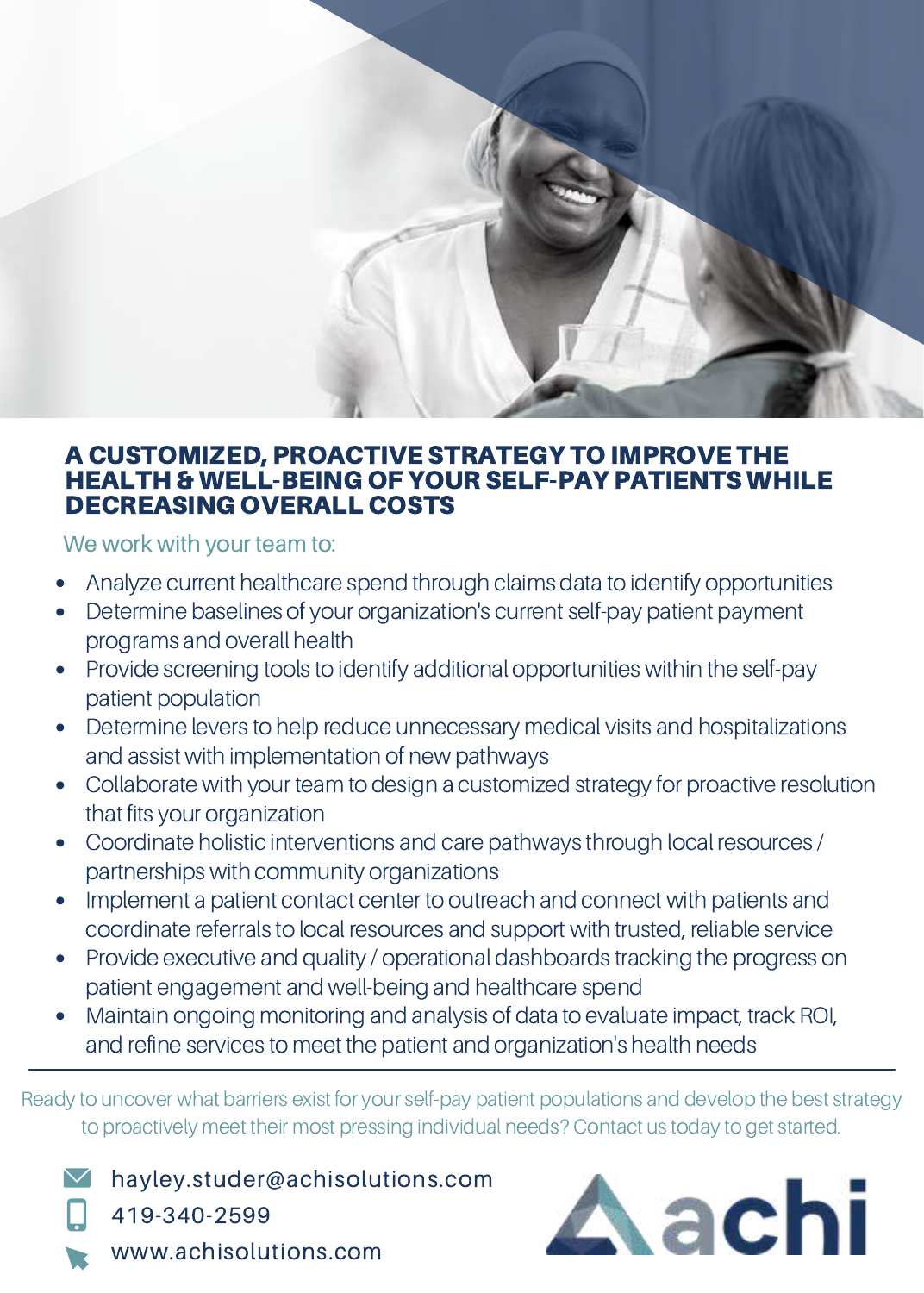## A CUSTOMIZED, PROACTIVE STRATEGY TO IMPROVE THE HEALTH & WELL-BEING OF YOUR SELF-PAY PATIENTS WHILE DECREASING OVERALL COSTS

We work with your team to:

- Analyze current healthcare spend through claims data to identify opportunities
- Determine baselines of your organization's current self-pay patient payment programs and overall health
- Provide screening tools to identify additional opportunities within the self-pay patient population
- Determine levers to help reduce unnecessary medical visits and hospitalizations and assist with implementation of new pathways
- Collaborate with your team to design a customized strategy for proactive resolution that fits your organization
- Coordinate holistic interventions and care pathways through local resources / partnerships with community organizations
- Implement a patient contact center to outreach and connect with patients and coordinate referrals to local resources and support with trusted, reliable service
- Provide executive and quality / operational dashboards tracking the progress on patient engagement and well-being and healthcare spend
- Maintain ongoing monitoring and analysis of data to evaluate impact, track ROI, and refine services to meet the patient and organization's health needs

---

Ready to uncover what barriers exist for your self-pay patient populations and develop the best strategy to proactively meet their most pressing individual needs? Contact us today to get started.

hayley.studer@achisolutions.com

419-340-2599

www.achisolutions.com

achi